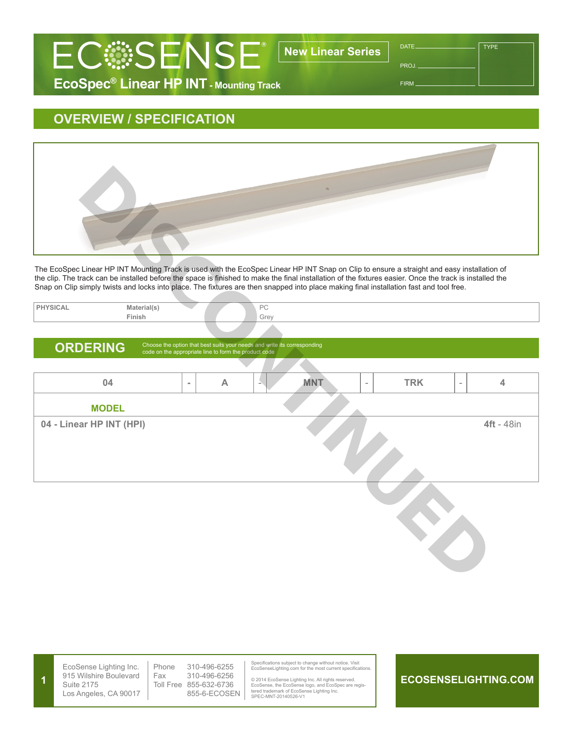# ECOSENSE®

**New Linear Series**

## EcoSpec® Linear HP INT - Mounting Track

DATE ____________ TYPE

PROJ. ____________

FIRM ____________

## OVERVIEW / SPECIFICATION

DISCONTINUED

The EcoSpec Linear HP INT Mounting Track is used with the EcoSpec Linear HP INT Snap on Clip to ensure a straight and easy installation of the clip. The track can be installed before the space is finished to make the final installation of the fixtures easier. Once the track is installed the Snap on Clip simply twists and locks into place. The fixtures are then snapped into place making final installation fast and tool free.

| PHYSICAL | | |
|---|---|---|
| | Material(s) | PC |
| | Finish | Grey |

## ORDERING

Choose the option that best suits your needs and write its corresponding code on the appropriate line to form the product code

| 04 | - | A | - | MNT | - | TRK | - | 4 |
|---|---|---|---|---|---|---|---|---|
| **MODEL** | | | | | | | | |
| **04 - Linear HP INT (HPI)** | | | | | | | | **4ft** - 48in |

EcoSense Lighting Inc.
915 Wilshire Boulevard
Suite 2175
Los Angeles, CA 90017

Phone 310-496-6255
Fax 310-496-6256
Toll Free 855-632-6736
855-6-ECOSEN

Specifications subject to change without notice. Visit EcoSenseLighting.com for the most current specifications.

© 2014 EcoSense Lighting Inc. All rights reserved. EcoSense, the EcoSense logo, and EcoSpec are registered trademark of EcoSense Lighting Inc.
SPEC-MNT-20140526-V1

ECOSENSELIGHTING.COM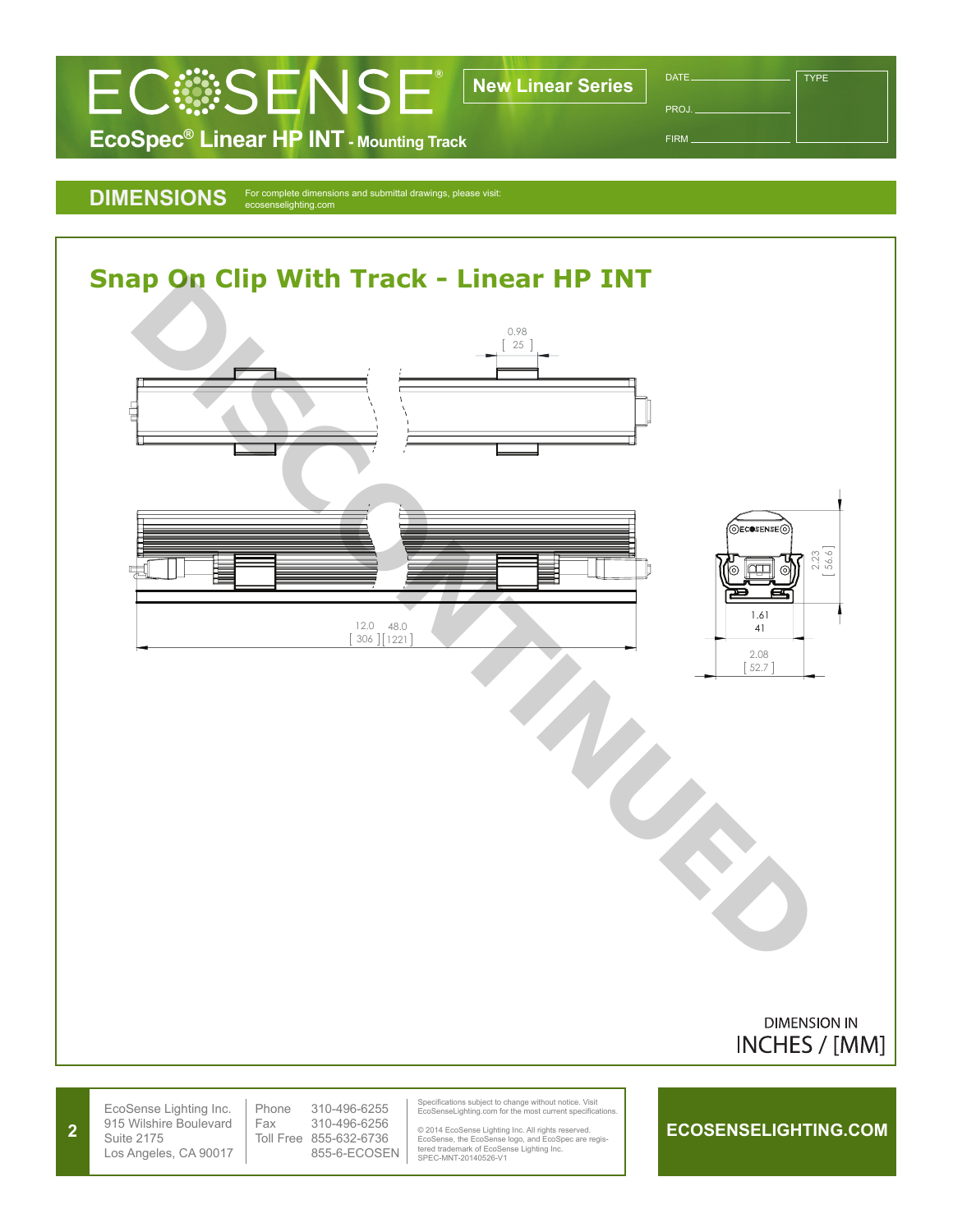# ECOSENSE®

**New Linear Series**

**EcoSpec® Linear HP INT** - Mounting Track

DATE

PROJ.

FIRM

TYPE

## DIMENSIONS

For complete dimensions and submittal drawings, please visit: ecosenselighting.com

### Snap On Clip With Track - Linear HP INT

DISCONTINUED

0.98
[ 25 ]

12.0 [ 306 ]

48.0 [ 1221 ]

2.23 [ 56.6 ]

1.61
41

2.08
[ 52.7 ]

DIMENSION IN
INCHES / [MM]

EcoSense Lighting Inc.
915 Wilshire Boulevard
Suite 2175
Los Angeles, CA 90017

Phone 310-496-6255
Fax 310-496-6256
Toll Free 855-632-6736
855-6-ECOSEN

Specifications subject to change without notice. Visit EcoSenseLighting.com for the most current specifications.

© 2014 EcoSense Lighting Inc. All rights reserved. EcoSense, the EcoSense logo, and EcoSpec are registered trademark of EcoSense Lighting Inc.
SPEC-MNT-20140526-V1

ECOSENSELIGHTING.COM